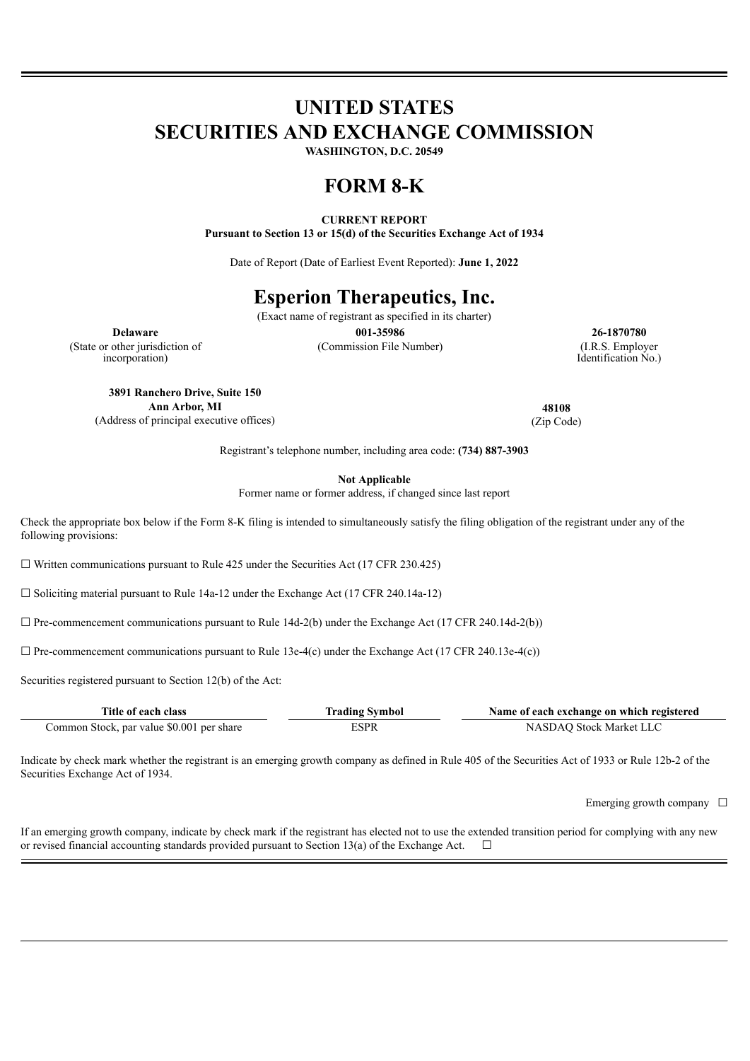# UNITED STATES
# SECURITIES AND EXCHANGE COMMISSION

**WASHINGTON, D.C. 20549**

# FORM 8-K

**CURRENT REPORT**
**Pursuant to Section 13 or 15(d) of the Securities Exchange Act of 1934**

Date of Report (Date of Earliest Event Reported): **June 1, 2022**

# Esperion Therapeutics, Inc.

(Exact name of registrant as specified in its charter)

| **Delaware** | **001-35986** | **26-1870780** |
|---|---|---|
| (State or other jurisdiction of incorporation) | (Commission File Number) | (I.R.S. Employer Identification No.) |

| **3891 Ranchero Drive, Suite 150 Ann Arbor, MI** | **48108** |
|---|---|
| (Address of principal executive offices) | (Zip Code) |

Registrant's telephone number, including area code: **(734) 887-3903**

**Not Applicable**
Former name or former address, if changed since last report

Check the appropriate box below if the Form 8-K filing is intended to simultaneously satisfy the filing obligation of the registrant under any of the following provisions:

☐ Written communications pursuant to Rule 425 under the Securities Act (17 CFR 230.425)

☐ Soliciting material pursuant to Rule 14a-12 under the Exchange Act (17 CFR 240.14a-12)

☐ Pre-commencement communications pursuant to Rule 14d-2(b) under the Exchange Act (17 CFR 240.14d-2(b))

☐ Pre-commencement communications pursuant to Rule 13e-4(c) under the Exchange Act (17 CFR 240.13e-4(c))

Securities registered pursuant to Section 12(b) of the Act:

| Title of each class | Trading Symbol | Name of each exchange on which registered |
|---|---|---|
| Common Stock, par value $0.001 per share | ESPR | NASDAQ Stock Market LLC |

Indicate by check mark whether the registrant is an emerging growth company as defined in Rule 405 of the Securities Act of 1933 or Rule 12b-2 of the Securities Exchange Act of 1934.

Emerging growth company ☐

If an emerging growth company, indicate by check mark if the registrant has elected not to use the extended transition period for complying with any new or revised financial accounting standards provided pursuant to Section 13(a) of the Exchange Act. ☐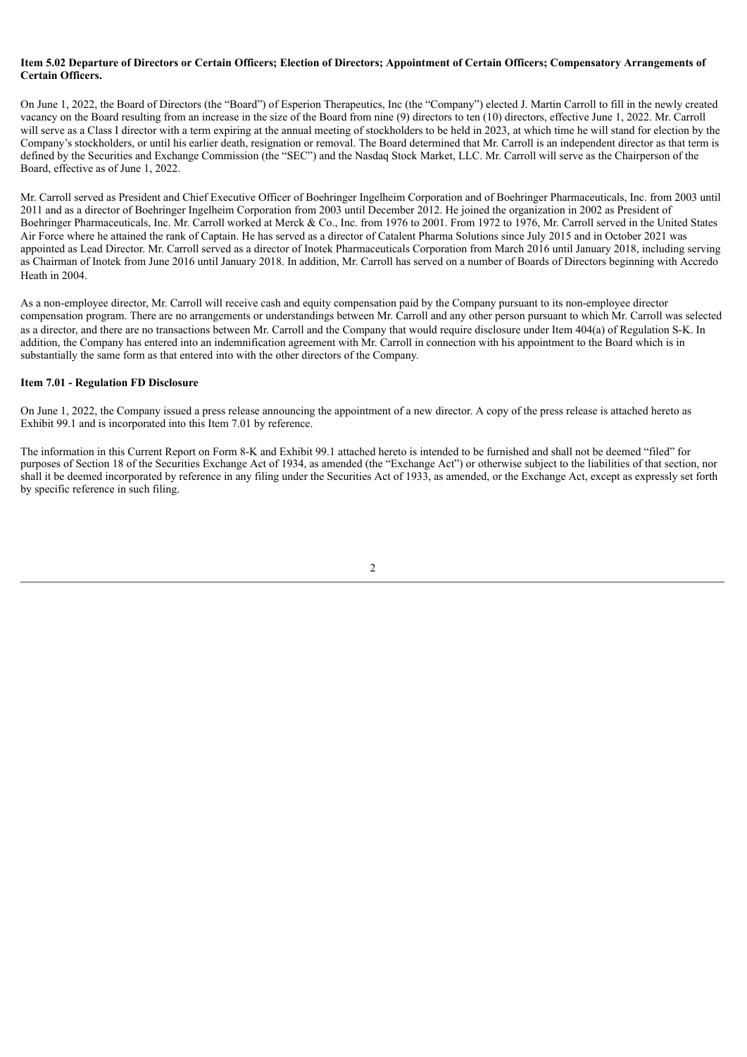**Item 5.02 Departure of Directors or Certain Officers; Election of Directors; Appointment of Certain Officers; Compensatory Arrangements of Certain Officers.**

On June 1, 2022, the Board of Directors (the "Board") of Esperion Therapeutics, Inc (the "Company") elected J. Martin Carroll to fill in the newly created vacancy on the Board resulting from an increase in the size of the Board from nine (9) directors to ten (10) directors, effective June 1, 2022. Mr. Carroll will serve as a Class I director with a term expiring at the annual meeting of stockholders to be held in 2023, at which time he will stand for election by the Company's stockholders, or until his earlier death, resignation or removal. The Board determined that Mr. Carroll is an independent director as that term is defined by the Securities and Exchange Commission (the "SEC") and the Nasdaq Stock Market, LLC. Mr. Carroll will serve as the Chairperson of the Board, effective as of June 1, 2022.

Mr. Carroll served as President and Chief Executive Officer of Boehringer Ingelheim Corporation and of Boehringer Pharmaceuticals, Inc. from 2003 until 2011 and as a director of Boehringer Ingelheim Corporation from 2003 until December 2012. He joined the organization in 2002 as President of Boehringer Pharmaceuticals, Inc. Mr. Carroll worked at Merck & Co., Inc. from 1976 to 2001. From 1972 to 1976, Mr. Carroll served in the United States Air Force where he attained the rank of Captain. He has served as a director of Catalent Pharma Solutions since July 2015 and in October 2021 was appointed as Lead Director. Mr. Carroll served as a director of Inotek Pharmaceuticals Corporation from March 2016 until January 2018, including serving as Chairman of Inotek from June 2016 until January 2018. In addition, Mr. Carroll has served on a number of Boards of Directors beginning with Accredo Heath in 2004.

As a non-employee director, Mr. Carroll will receive cash and equity compensation paid by the Company pursuant to its non-employee director compensation program. There are no arrangements or understandings between Mr. Carroll and any other person pursuant to which Mr. Carroll was selected as a director, and there are no transactions between Mr. Carroll and the Company that would require disclosure under Item 404(a) of Regulation S-K. In addition, the Company has entered into an indemnification agreement with Mr. Carroll in connection with his appointment to the Board which is in substantially the same form as that entered into with the other directors of the Company.

**Item 7.01 - Regulation FD Disclosure**

On June 1, 2022, the Company issued a press release announcing the appointment of a new director. A copy of the press release is attached hereto as Exhibit 99.1 and is incorporated into this Item 7.01 by reference.

The information in this Current Report on Form 8-K and Exhibit 99.1 attached hereto is intended to be furnished and shall not be deemed "filed" for purposes of Section 18 of the Securities Exchange Act of 1934, as amended (the "Exchange Act") or otherwise subject to the liabilities of that section, nor shall it be deemed incorporated by reference in any filing under the Securities Act of 1933, as amended, or the Exchange Act, except as expressly set forth by specific reference in such filing.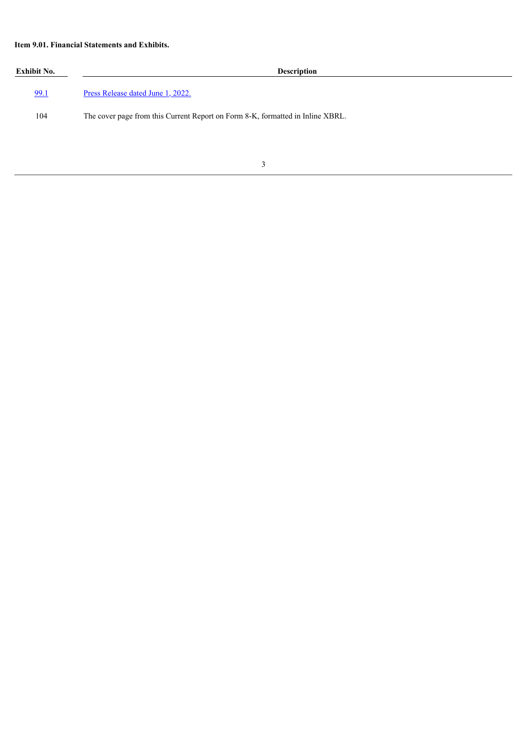**Item 9.01. Financial Statements and Exhibits.**

| Exhibit No. | Description |
| --- | --- |
| 99.1 | Press Release dated June 1, 2022. |
| 104 | The cover page from this Current Report on Form 8-K, formatted in Inline XBRL. |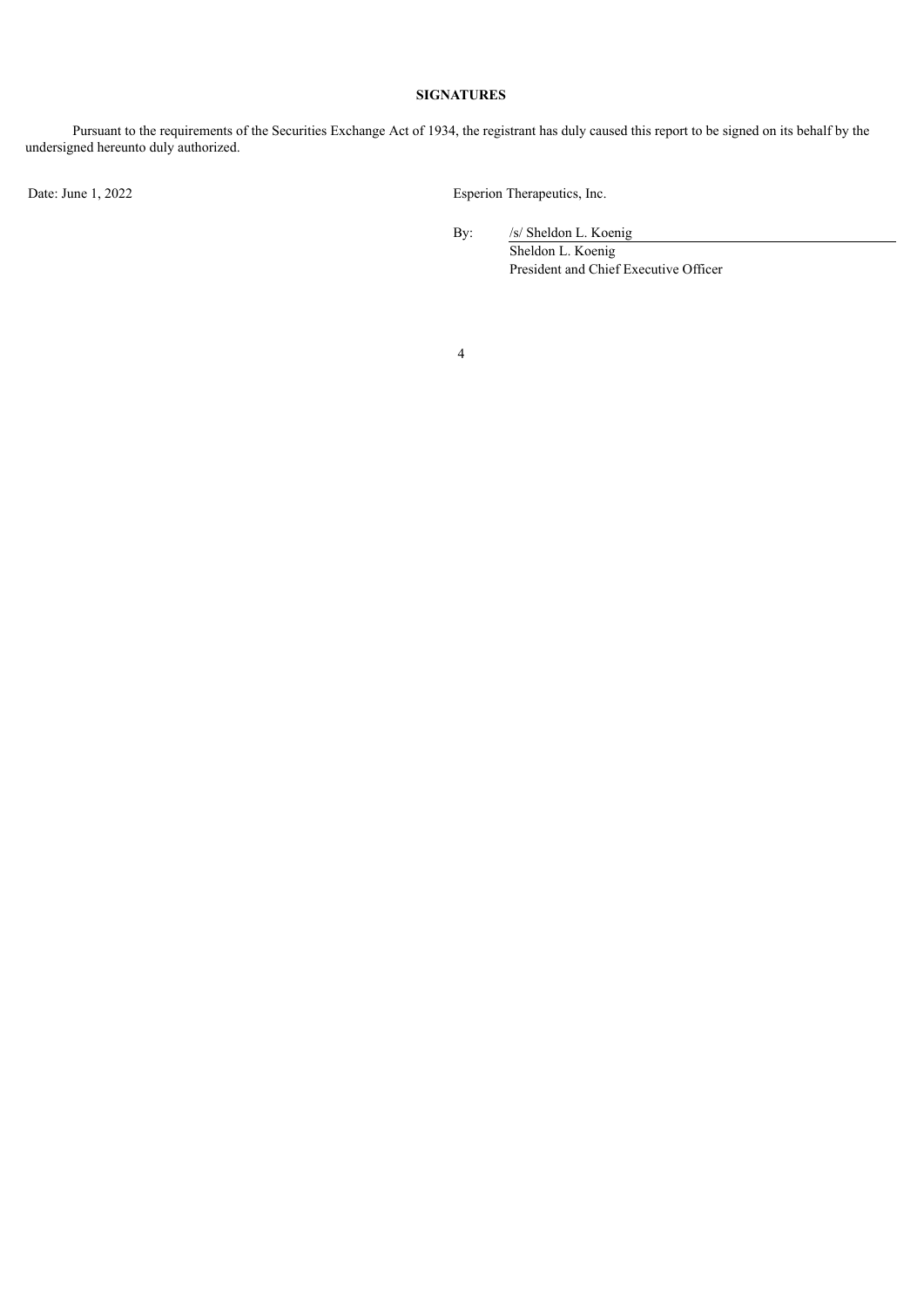**SIGNATURES**

Pursuant to the requirements of the Securities Exchange Act of 1934, the registrant has duly caused this report to be signed on its behalf by the undersigned hereunto duly authorized.

Date: June 1, 2022

Esperion Therapeutics, Inc.

By: /s/ Sheldon L. Koenig
Sheldon L. Koenig
President and Chief Executive Officer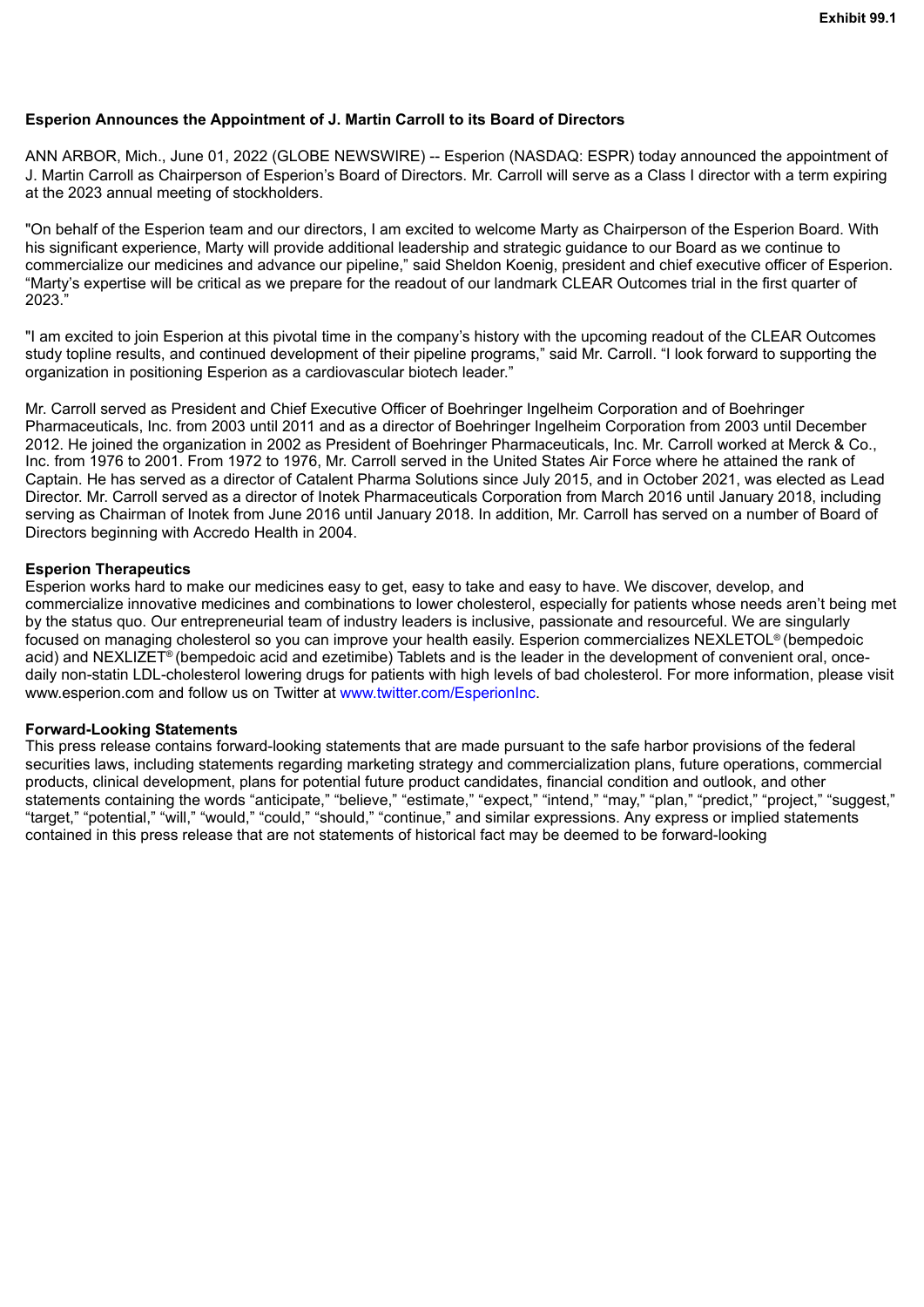**Exhibit 99.1**

**Esperion Announces the Appointment of J. Martin Carroll to its Board of Directors**

ANN ARBOR, Mich., June 01, 2022 (GLOBE NEWSWIRE) -- Esperion (NASDAQ: ESPR) today announced the appointment of J. Martin Carroll as Chairperson of Esperion's Board of Directors. Mr. Carroll will serve as a Class I director with a term expiring at the 2023 annual meeting of stockholders.

"On behalf of the Esperion team and our directors, I am excited to welcome Marty as Chairperson of the Esperion Board. With his significant experience, Marty will provide additional leadership and strategic guidance to our Board as we continue to commercialize our medicines and advance our pipeline," said Sheldon Koenig, president and chief executive officer of Esperion. "Marty's expertise will be critical as we prepare for the readout of our landmark CLEAR Outcomes trial in the first quarter of 2023."

"I am excited to join Esperion at this pivotal time in the company's history with the upcoming readout of the CLEAR Outcomes study topline results, and continued development of their pipeline programs," said Mr. Carroll. "I look forward to supporting the organization in positioning Esperion as a cardiovascular biotech leader."

Mr. Carroll served as President and Chief Executive Officer of Boehringer Ingelheim Corporation and of Boehringer Pharmaceuticals, Inc. from 2003 until 2011 and as a director of Boehringer Ingelheim Corporation from 2003 until December 2012. He joined the organization in 2002 as President of Boehringer Pharmaceuticals, Inc. Mr. Carroll worked at Merck & Co., Inc. from 1976 to 2001. From 1972 to 1976, Mr. Carroll served in the United States Air Force where he attained the rank of Captain. He has served as a director of Catalent Pharma Solutions since July 2015, and in October 2021, was elected as Lead Director. Mr. Carroll served as a director of Inotek Pharmaceuticals Corporation from March 2016 until January 2018, including serving as Chairman of Inotek from June 2016 until January 2018. In addition, Mr. Carroll has served on a number of Board of Directors beginning with Accredo Health in 2004.

**Esperion Therapeutics**

Esperion works hard to make our medicines easy to get, easy to take and easy to have. We discover, develop, and commercialize innovative medicines and combinations to lower cholesterol, especially for patients whose needs aren't being met by the status quo. Our entrepreneurial team of industry leaders is inclusive, passionate and resourceful. We are singularly focused on managing cholesterol so you can improve your health easily. Esperion commercializes NEXLETOL® (bempedoic acid) and NEXLIZET® (bempedoic acid and ezetimibe) Tablets and is the leader in the development of convenient oral, once-daily non-statin LDL-cholesterol lowering drugs for patients with high levels of bad cholesterol. For more information, please visit www.esperion.com and follow us on Twitter at www.twitter.com/EsperionInc.

**Forward-Looking Statements**

This press release contains forward-looking statements that are made pursuant to the safe harbor provisions of the federal securities laws, including statements regarding marketing strategy and commercialization plans, future operations, commercial products, clinical development, plans for potential future product candidates, financial condition and outlook, and other statements containing the words "anticipate," "believe," "estimate," "expect," "intend," "may," "plan," "predict," "project," "suggest," "target," "potential," "will," "would," "could," "should," "continue," and similar expressions. Any express or implied statements contained in this press release that are not statements of historical fact may be deemed to be forward-looking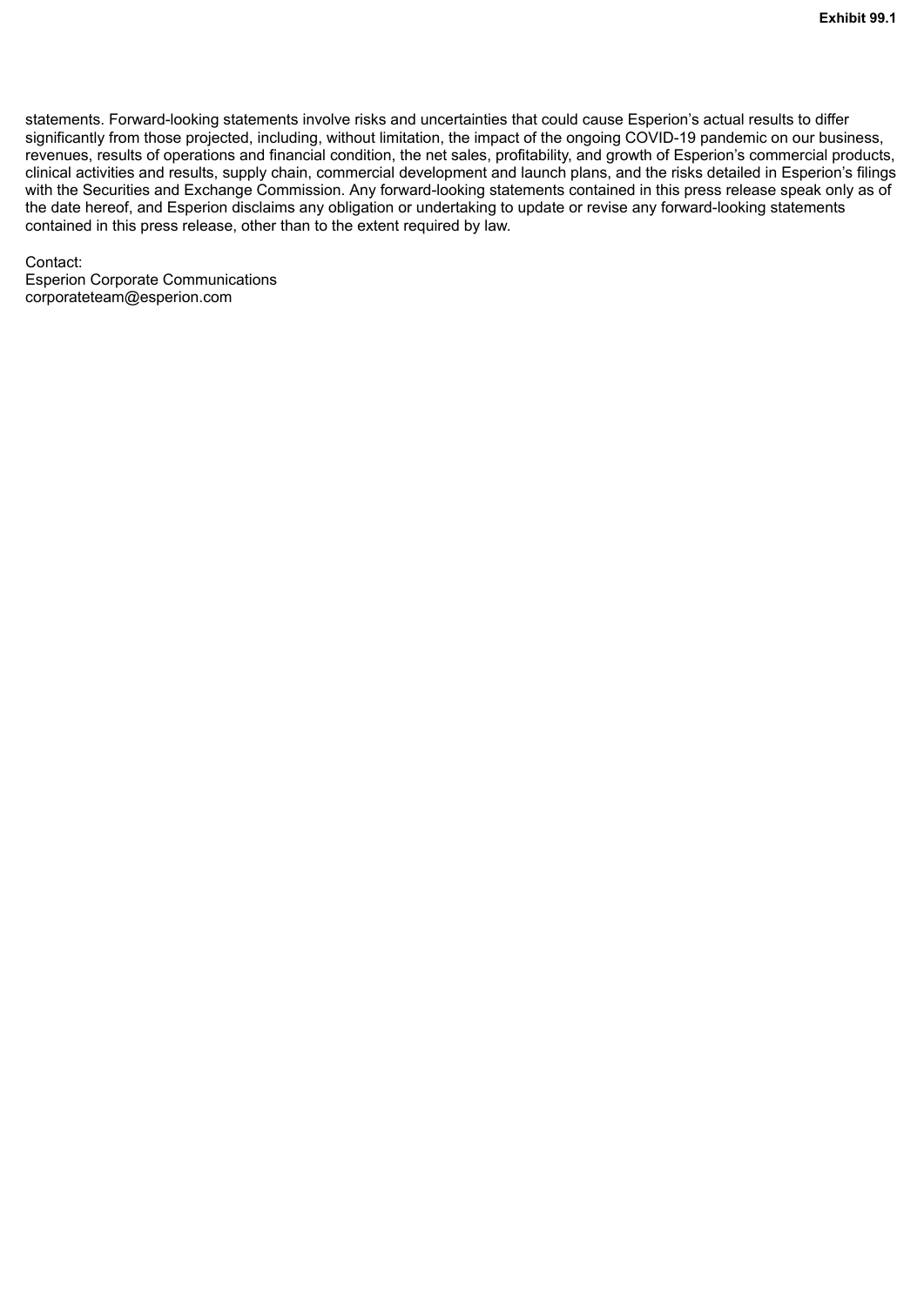statements. Forward-looking statements involve risks and uncertainties that could cause Esperion's actual results to differ significantly from those projected, including, without limitation, the impact of the ongoing COVID-19 pandemic on our business, revenues, results of operations and financial condition, the net sales, profitability, and growth of Esperion's commercial products, clinical activities and results, supply chain, commercial development and launch plans, and the risks detailed in Esperion's filings with the Securities and Exchange Commission. Any forward-looking statements contained in this press release speak only as of the date hereof, and Esperion disclaims any obligation or undertaking to update or revise any forward-looking statements contained in this press release, other than to the extent required by law.

Contact:
Esperion Corporate Communications
corporateteam@esperion.com